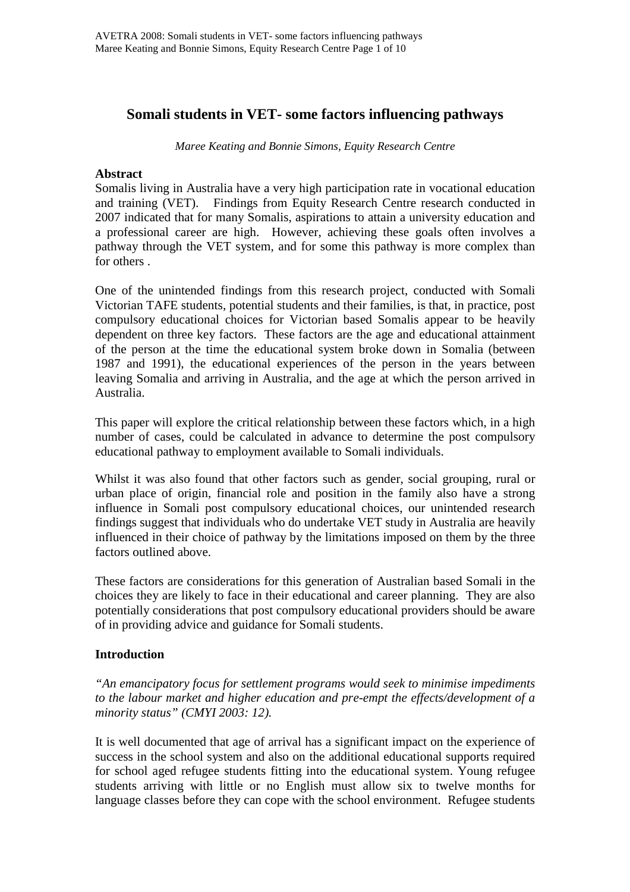# Somali students in VET- some factors influencing pathways

*Maree Keating and Bonnie Simons, Equity Research Centre*

**Abstract**

Somalis living in Australia have a very high participation rate in vocational education and training (VET). Findings from Equity Research Centre research conducted in 2007 indicated that for many Somalis, aspirations to attain a university education and a professional career are high. However, achieving these goals often involves a pathway through the VET system, and for some this pathway is more complex than for others .

One of the unintended findings from this research project, conducted with Somali Victorian TAFE students, potential students and their families, is that, in practice, post compulsory educational choices for Victorian based Somalis appear to be heavily dependent on three key factors. These factors are the age and educational attainment of the person at the time the educational system broke down in Somalia (between 1987 and 1991), the educational experiences of the person in the years between leaving Somalia and arriving in Australia, and the age at which the person arrived in Australia.

This paper will explore the critical relationship between these factors which, in a high number of cases, could be calculated in advance to determine the post compulsory educational pathway to employment available to Somali individuals.

Whilst it was also found that other factors such as gender, social grouping, rural or urban place of origin, financial role and position in the family also have a strong influence in Somali post compulsory educational choices, our unintended research findings suggest that individuals who do undertake VET study in Australia are heavily influenced in their choice of pathway by the limitations imposed on them by the three factors outlined above.

These factors are considerations for this generation of Australian based Somali in the choices they are likely to face in their educational and career planning. They are also potentially considerations that post compulsory educational providers should be aware of in providing advice and guidance for Somali students.

**Introduction**

*"An emancipatory focus for settlement programs would seek to minimise impediments to the labour market and higher education and pre-empt the effects/development of a minority status" (CMYI 2003: 12).*

It is well documented that age of arrival has a significant impact on the experience of success in the school system and also on the additional educational supports required for school aged refugee students fitting into the educational system. Young refugee students arriving with little or no English must allow six to twelve months for language classes before they can cope with the school environment. Refugee students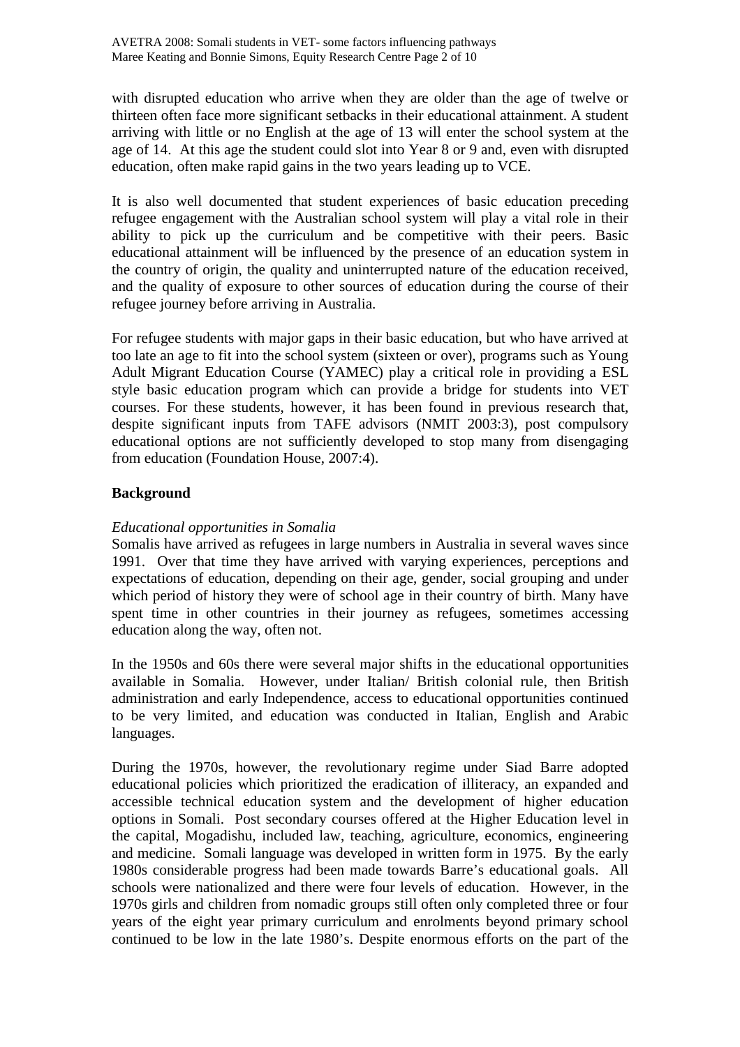with disrupted education who arrive when they are older than the age of twelve or thirteen often face more significant setbacks in their educational attainment. A student arriving with little or no English at the age of 13 will enter the school system at the age of 14. At this age the student could slot into Year 8 or 9 and, even with disrupted education, often make rapid gains in the two years leading up to VCE.

It is also well documented that student experiences of basic education preceding refugee engagement with the Australian school system will play a vital role in their ability to pick up the curriculum and be competitive with their peers. Basic educational attainment will be influenced by the presence of an education system in the country of origin, the quality and uninterrupted nature of the education received, and the quality of exposure to other sources of education during the course of their refugee journey before arriving in Australia.

For refugee students with major gaps in their basic education, but who have arrived at too late an age to fit into the school system (sixteen or over), programs such as Young Adult Migrant Education Course (YAMEC) play a critical role in providing a ESL style basic education program which can provide a bridge for students into VET courses. For these students, however, it has been found in previous research that, despite significant inputs from TAFE advisors (NMIT 2003:3), post compulsory educational options are not sufficiently developed to stop many from disengaging from education (Foundation House, 2007:4).

## Background

*Educational opportunities in Somalia*

Somalis have arrived as refugees in large numbers in Australia in several waves since 1991. Over that time they have arrived with varying experiences, perceptions and expectations of education, depending on their age, gender, social grouping and under which period of history they were of school age in their country of birth. Many have spent time in other countries in their journey as refugees, sometimes accessing education along the way, often not.

In the 1950s and 60s there were several major shifts in the educational opportunities available in Somalia. However, under Italian/ British colonial rule, then British administration and early Independence, access to educational opportunities continued to be very limited, and education was conducted in Italian, English and Arabic languages.

During the 1970s, however, the revolutionary regime under Siad Barre adopted educational policies which prioritized the eradication of illiteracy, an expanded and accessible technical education system and the development of higher education options in Somali. Post secondary courses offered at the Higher Education level in the capital, Mogadishu, included law, teaching, agriculture, economics, engineering and medicine. Somali language was developed in written form in 1975. By the early 1980s considerable progress had been made towards Barre's educational goals. All schools were nationalized and there were four levels of education. However, in the 1970s girls and children from nomadic groups still often only completed three or four years of the eight year primary curriculum and enrolments beyond primary school continued to be low in the late 1980's. Despite enormous efforts on the part of the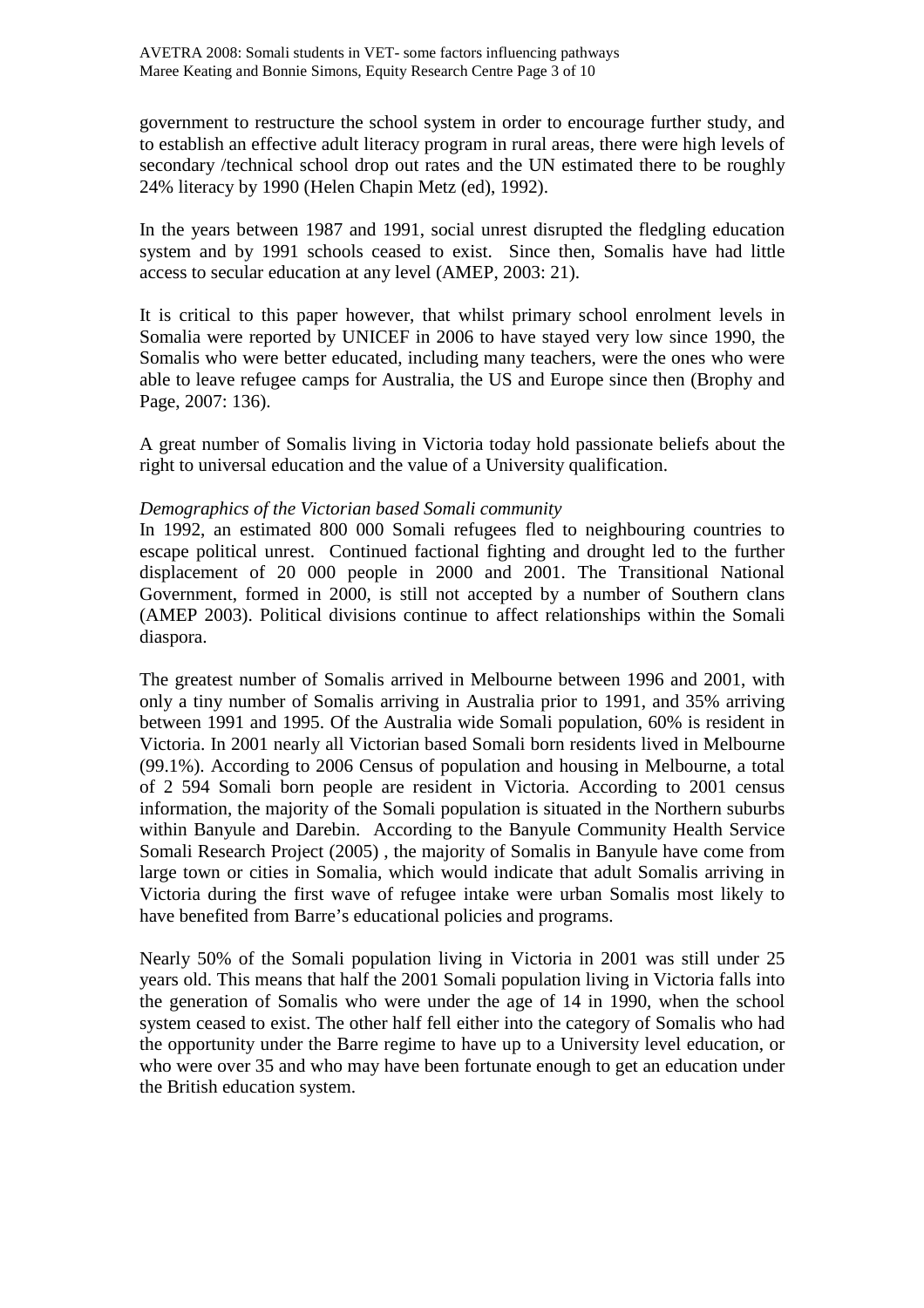government to restructure the school system in order to encourage further study, and to establish an effective adult literacy program in rural areas, there were high levels of secondary /technical school drop out rates and the UN estimated there to be roughly 24% literacy by 1990 (Helen Chapin Metz (ed), 1992).

In the years between 1987 and 1991, social unrest disrupted the fledgling education system and by 1991 schools ceased to exist. Since then, Somalis have had little access to secular education at any level (AMEP, 2003: 21).

It is critical to this paper however, that whilst primary school enrolment levels in Somalia were reported by UNICEF in 2006 to have stayed very low since 1990, the Somalis who were better educated, including many teachers, were the ones who were able to leave refugee camps for Australia, the US and Europe since then (Brophy and Page, 2007: 136).

A great number of Somalis living in Victoria today hold passionate beliefs about the right to universal education and the value of a University qualification.

*Demographics of the Victorian based Somali community*

In 1992, an estimated 800 000 Somali refugees fled to neighbouring countries to escape political unrest. Continued factional fighting and drought led to the further displacement of 20 000 people in 2000 and 2001. The Transitional National Government, formed in 2000, is still not accepted by a number of Southern clans (AMEP 2003). Political divisions continue to affect relationships within the Somali diaspora.

The greatest number of Somalis arrived in Melbourne between 1996 and 2001, with only a tiny number of Somalis arriving in Australia prior to 1991, and 35% arriving between 1991 and 1995. Of the Australia wide Somali population, 60% is resident in Victoria. In 2001 nearly all Victorian based Somali born residents lived in Melbourne (99.1%). According to 2006 Census of population and housing in Melbourne, a total of 2 594 Somali born people are resident in Victoria. According to 2001 census information, the majority of the Somali population is situated in the Northern suburbs within Banyule and Darebin. According to the Banyule Community Health Service Somali Research Project (2005) , the majority of Somalis in Banyule have come from large town or cities in Somalia, which would indicate that adult Somalis arriving in Victoria during the first wave of refugee intake were urban Somalis most likely to have benefited from Barre's educational policies and programs.

Nearly 50% of the Somali population living in Victoria in 2001 was still under 25 years old. This means that half the 2001 Somali population living in Victoria falls into the generation of Somalis who were under the age of 14 in 1990, when the school system ceased to exist. The other half fell either into the category of Somalis who had the opportunity under the Barre regime to have up to a University level education, or who were over 35 and who may have been fortunate enough to get an education under the British education system.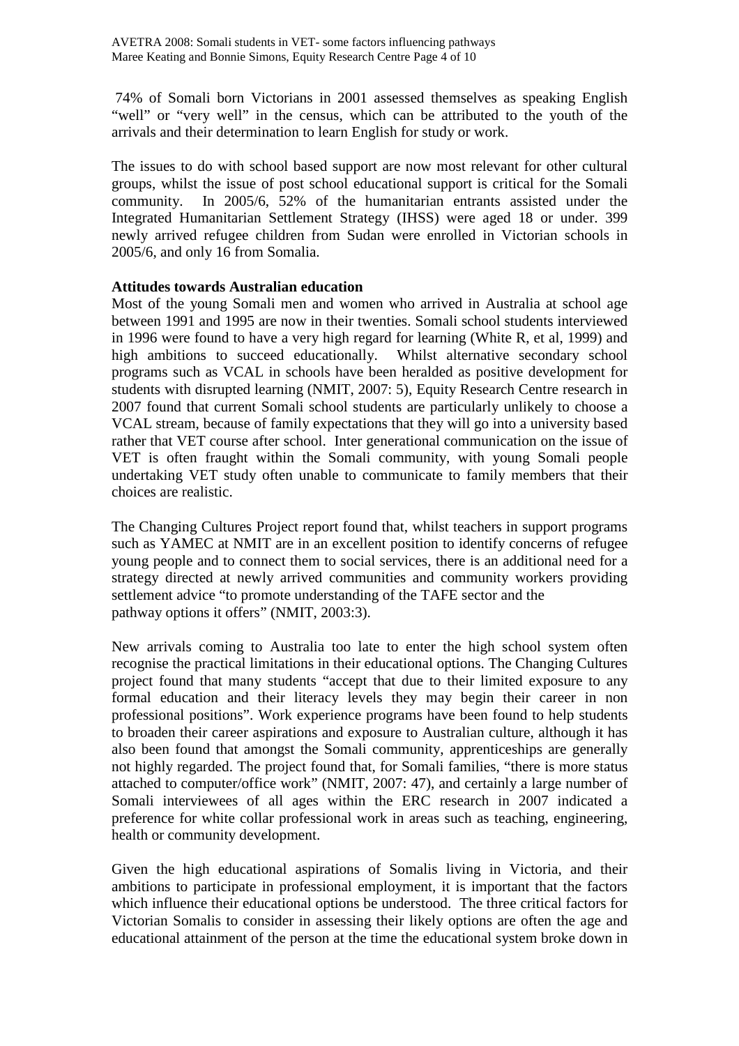74% of Somali born Victorians in 2001 assessed themselves as speaking English "well" or "very well" in the census, which can be attributed to the youth of the arrivals and their determination to learn English for study or work.

The issues to do with school based support are now most relevant for other cultural groups, whilst the issue of post school educational support is critical for the Somali community. In 2005/6, 52% of the humanitarian entrants assisted under the Integrated Humanitarian Settlement Strategy (IHSS) were aged 18 or under. 399 newly arrived refugee children from Sudan were enrolled in Victorian schools in 2005/6, and only 16 from Somalia.

**Attitudes towards Australian education**

Most of the young Somali men and women who arrived in Australia at school age between 1991 and 1995 are now in their twenties. Somali school students interviewed in 1996 were found to have a very high regard for learning (White R, et al, 1999) and high ambitions to succeed educationally. Whilst alternative secondary school programs such as VCAL in schools have been heralded as positive development for students with disrupted learning (NMIT, 2007: 5), Equity Research Centre research in 2007 found that current Somali school students are particularly unlikely to choose a VCAL stream, because of family expectations that they will go into a university based rather that VET course after school. Inter generational communication on the issue of VET is often fraught within the Somali community, with young Somali people undertaking VET study often unable to communicate to family members that their choices are realistic.

The Changing Cultures Project report found that, whilst teachers in support programs such as YAMEC at NMIT are in an excellent position to identify concerns of refugee young people and to connect them to social services, there is an additional need for a strategy directed at newly arrived communities and community workers providing settlement advice "to promote understanding of the TAFE sector and the pathway options it offers" (NMIT, 2003:3).

New arrivals coming to Australia too late to enter the high school system often recognise the practical limitations in their educational options. The Changing Cultures project found that many students "accept that due to their limited exposure to any formal education and their literacy levels they may begin their career in non professional positions". Work experience programs have been found to help students to broaden their career aspirations and exposure to Australian culture, although it has also been found that amongst the Somali community, apprenticeships are generally not highly regarded. The project found that, for Somali families, "there is more status attached to computer/office work" (NMIT, 2007: 47), and certainly a large number of Somali interviewees of all ages within the ERC research in 2007 indicated a preference for white collar professional work in areas such as teaching, engineering, health or community development.

Given the high educational aspirations of Somalis living in Victoria, and their ambitions to participate in professional employment, it is important that the factors which influence their educational options be understood. The three critical factors for Victorian Somalis to consider in assessing their likely options are often the age and educational attainment of the person at the time the educational system broke down in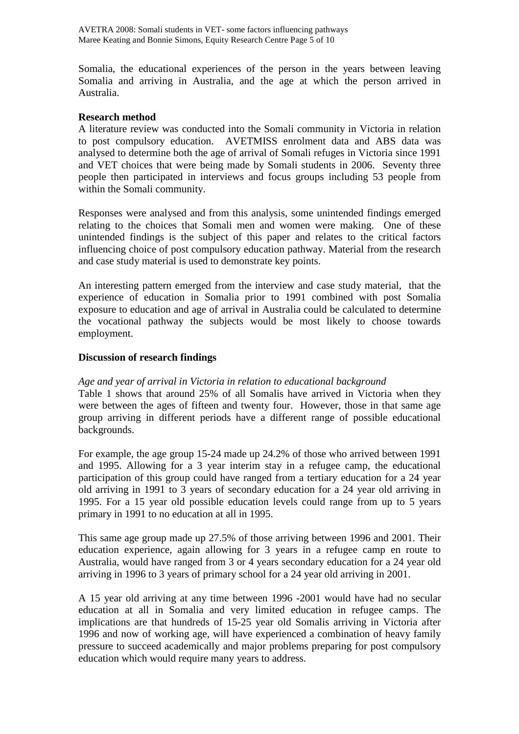Somalia, the educational experiences of the person in the years between leaving Somalia and arriving in Australia, and the age at which the person arrived in Australia.

**Research method**

A literature review was conducted into the Somali community in Victoria in relation to post compulsory education. AVETMISS enrolment data and ABS data was analysed to determine both the age of arrival of Somali refuges in Victoria since 1991 and VET choices that were being made by Somali students in 2006. Seventy three people then participated in interviews and focus groups including 53 people from within the Somali community.

Responses were analysed and from this analysis, some unintended findings emerged relating to the choices that Somali men and women were making. One of these unintended findings is the subject of this paper and relates to the critical factors influencing choice of post compulsory education pathway. Material from the research and case study material is used to demonstrate key points.

An interesting pattern emerged from the interview and case study material, that the experience of education in Somalia prior to 1991 combined with post Somalia exposure to education and age of arrival in Australia could be calculated to determine the vocational pathway the subjects would be most likely to choose towards employment.

**Discussion of research findings**

*Age and year of arrival in Victoria in relation to educational background*

Table 1 shows that around 25% of all Somalis have arrived in Victoria when they were between the ages of fifteen and twenty four. However, those in that same age group arriving in different periods have a different range of possible educational backgrounds.

For example, the age group 15-24 made up 24.2% of those who arrived between 1991 and 1995. Allowing for a 3 year interim stay in a refugee camp, the educational participation of this group could have ranged from a tertiary education for a 24 year old arriving in 1991 to 3 years of secondary education for a 24 year old arriving in 1995. For a 15 year old possible education levels could range from up to 5 years primary in 1991 to no education at all in 1995.

This same age group made up 27.5% of those arriving between 1996 and 2001. Their education experience, again allowing for 3 years in a refugee camp en route to Australia, would have ranged from 3 or 4 years secondary education for a 24 year old arriving in 1996 to 3 years of primary school for a 24 year old arriving in 2001.

A 15 year old arriving at any time between 1996 -2001 would have had no secular education at all in Somalia and very limited education in refugee camps. The implications are that hundreds of 15-25 year old Somalis arriving in Victoria after 1996 and now of working age, will have experienced a combination of heavy family pressure to succeed academically and major problems preparing for post compulsory education which would require many years to address.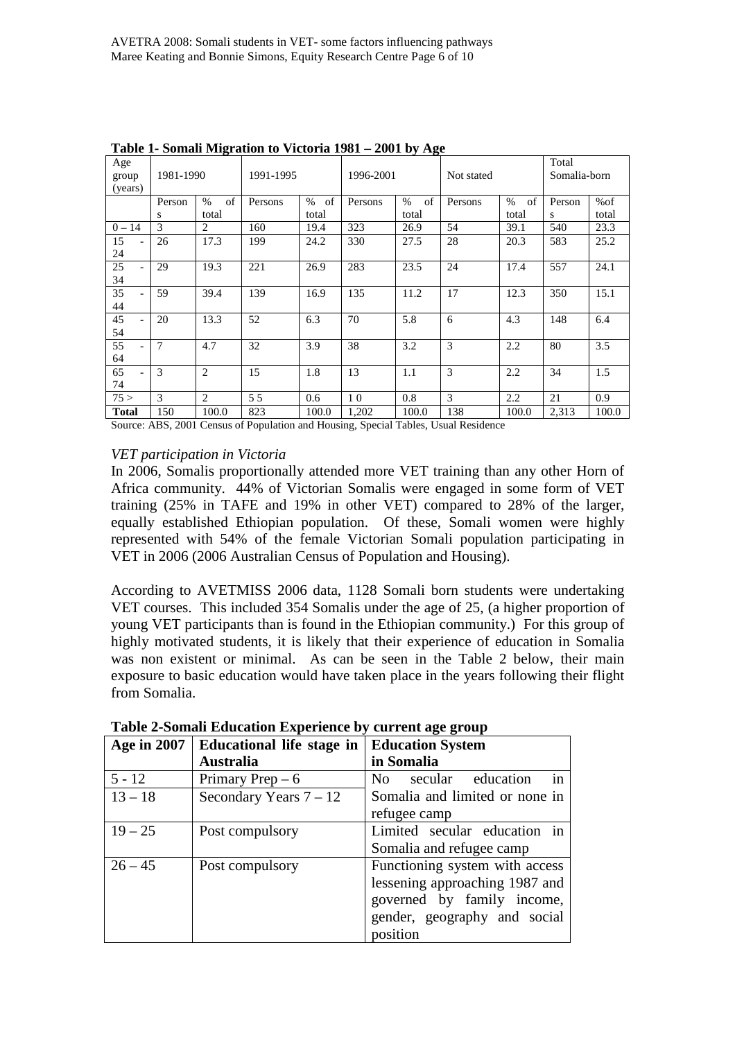**Table 1- Somali Migration to Victoria 1981 – 2001 by Age**

| Age group (years) | 1981-1990 | | 1991-1995 | | 1996-2001 | | Not stated | | Total Somalia-born | |
|---|---|---|---|---|---|---|---|---|---|---|
| | Persons | % of total | Persons | % of total | Persons | % of total | Persons | % of total | Persons | %of total |
| 0 – 14 | 3 | 2 | 160 | 19.4 | 323 | 26.9 | 54 | 39.1 | 540 | 23.3 |
| 15 - 24 | 26 | 17.3 | 199 | 24.2 | 330 | 27.5 | 28 | 20.3 | 583 | 25.2 |
| 25 - 34 | 29 | 19.3 | 221 | 26.9 | 283 | 23.5 | 24 | 17.4 | 557 | 24.1 |
| 35 - 44 | 59 | 39.4 | 139 | 16.9 | 135 | 11.2 | 17 | 12.3 | 350 | 15.1 |
| 45 - 54 | 20 | 13.3 | 52 | 6.3 | 70 | 5.8 | 6 | 4.3 | 148 | 6.4 |
| 55 - 64 | 7 | 4.7 | 32 | 3.9 | 38 | 3.2 | 3 | 2.2 | 80 | 3.5 |
| 65 - 74 | 3 | 2 | 15 | 1.8 | 13 | 1.1 | 3 | 2.2 | 34 | 1.5 |
| 75 > | 3 | 2 | 5 5 | 0.6 | 1 0 | 0.8 | 3 | 2.2 | 21 | 0.9 |
| **Total** | 150 | 100.0 | 823 | 100.0 | 1,202 | 100.0 | 138 | 100.0 | 2,313 | 100.0 |

Source: ABS, 2001 Census of Population and Housing, Special Tables, Usual Residence

*VET participation in Victoria*

In 2006, Somalis proportionally attended more VET training than any other Horn of Africa community. 44% of Victorian Somalis were engaged in some form of VET training (25% in TAFE and 19% in other VET) compared to 28% of the larger, equally established Ethiopian population. Of these, Somali women were highly represented with 54% of the female Victorian Somali population participating in VET in 2006 (2006 Australian Census of Population and Housing).

According to AVETMISS 2006 data, 1128 Somali born students were undertaking VET courses. This included 354 Somalis under the age of 25, (a higher proportion of young VET participants than is found in the Ethiopian community.) For this group of highly motivated students, it is likely that their experience of education in Somalia was non existent or minimal. As can be seen in the Table 2 below, their main exposure to basic education would have taken place in the years following their flight from Somalia.

**Table 2-Somali Education Experience by current age group**

| Age in 2007 | Educational life stage in Australia | Education System in Somalia |
|---|---|---|
| 5 - 12 | Primary Prep – 6 | No secular education in Somalia and limited or none in refugee camp |
| 13 – 18 | Secondary Years 7 – 12 | |
| 19 – 25 | Post compulsory | Limited secular education in Somalia and refugee camp |
| 26 – 45 | Post compulsory | Functioning system with access lessening approaching 1987 and governed by family income, gender, geography and social position |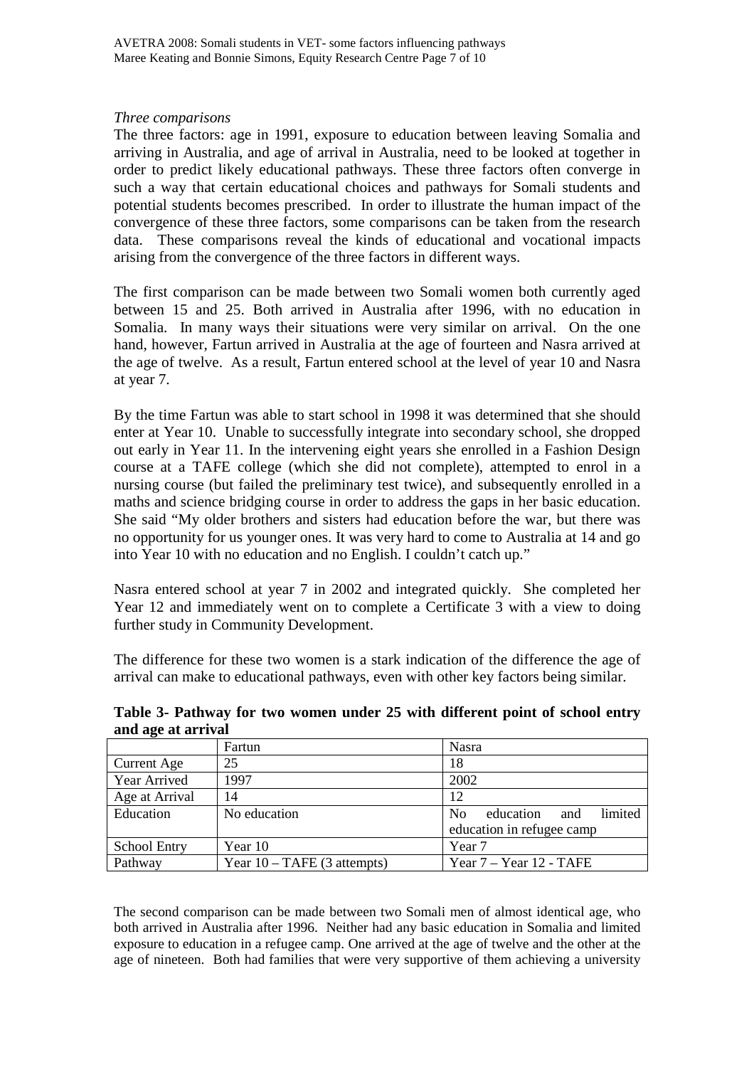*Three comparisons*

The three factors: age in 1991, exposure to education between leaving Somalia and arriving in Australia, and age of arrival in Australia, need to be looked at together in order to predict likely educational pathways. These three factors often converge in such a way that certain educational choices and pathways for Somali students and potential students becomes prescribed. In order to illustrate the human impact of the convergence of these three factors, some comparisons can be taken from the research data. These comparisons reveal the kinds of educational and vocational impacts arising from the convergence of the three factors in different ways.

The first comparison can be made between two Somali women both currently aged between 15 and 25. Both arrived in Australia after 1996, with no education in Somalia. In many ways their situations were very similar on arrival. On the one hand, however, Fartun arrived in Australia at the age of fourteen and Nasra arrived at the age of twelve. As a result, Fartun entered school at the level of year 10 and Nasra at year 7.

By the time Fartun was able to start school in 1998 it was determined that she should enter at Year 10. Unable to successfully integrate into secondary school, she dropped out early in Year 11. In the intervening eight years she enrolled in a Fashion Design course at a TAFE college (which she did not complete), attempted to enrol in a nursing course (but failed the preliminary test twice), and subsequently enrolled in a maths and science bridging course in order to address the gaps in her basic education. She said "My older brothers and sisters had education before the war, but there was no opportunity for us younger ones. It was very hard to come to Australia at 14 and go into Year 10 with no education and no English. I couldn't catch up."

Nasra entered school at year 7 in 2002 and integrated quickly. She completed her Year 12 and immediately went on to complete a Certificate 3 with a view to doing further study in Community Development.

The difference for these two women is a stark indication of the difference the age of arrival can make to educational pathways, even with other key factors being similar.

**Table 3- Pathway for two women under 25 with different point of school entry and age at arrival**

| | Fartun | Nasra |
|---|---|---|
| Current Age | 25 | 18 |
| Year Arrived | 1997 | 2002 |
| Age at Arrival | 14 | 12 |
| Education | No education | No education and limited education in refugee camp |
| School Entry | Year 10 | Year 7 |
| Pathway | Year 10 – TAFE (3 attempts) | Year 7 – Year 12 - TAFE |

The second comparison can be made between two Somali men of almost identical age, who both arrived in Australia after 1996. Neither had any basic education in Somalia and limited exposure to education in a refugee camp. One arrived at the age of twelve and the other at the age of nineteen. Both had families that were very supportive of them achieving a university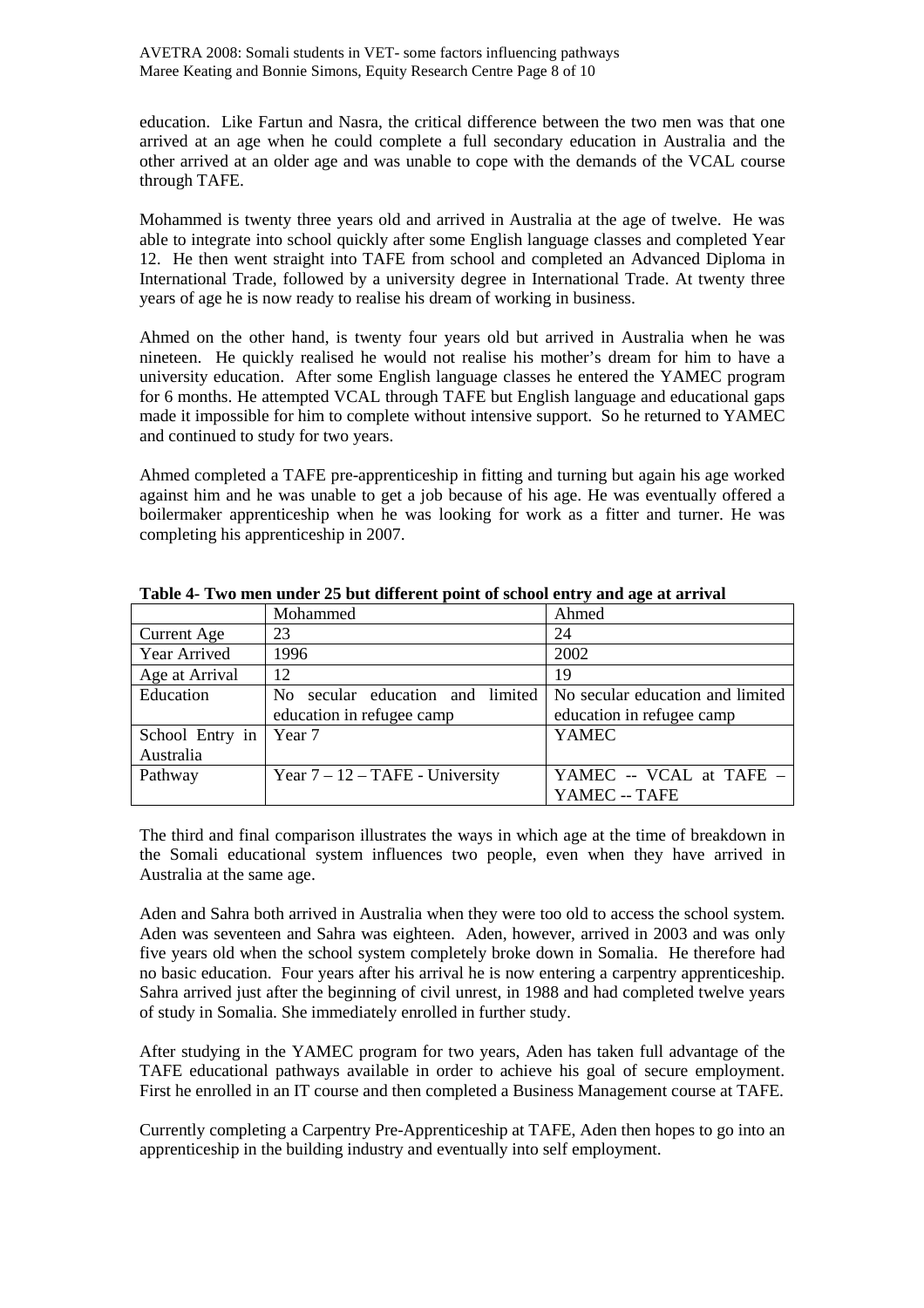education. Like Fartun and Nasra, the critical difference between the two men was that one arrived at an age when he could complete a full secondary education in Australia and the other arrived at an older age and was unable to cope with the demands of the VCAL course through TAFE.

Mohammed is twenty three years old and arrived in Australia at the age of twelve. He was able to integrate into school quickly after some English language classes and completed Year 12. He then went straight into TAFE from school and completed an Advanced Diploma in International Trade, followed by a university degree in International Trade. At twenty three years of age he is now ready to realise his dream of working in business.

Ahmed on the other hand, is twenty four years old but arrived in Australia when he was nineteen. He quickly realised he would not realise his mother's dream for him to have a university education. After some English language classes he entered the YAMEC program for 6 months. He attempted VCAL through TAFE but English language and educational gaps made it impossible for him to complete without intensive support. So he returned to YAMEC and continued to study for two years.

Ahmed completed a TAFE pre-apprenticeship in fitting and turning but again his age worked against him and he was unable to get a job because of his age. He was eventually offered a boilermaker apprenticeship when he was looking for work as a fitter and turner. He was completing his apprenticeship in 2007.

**Table 4- Two men under 25 but different point of school entry and age at arrival**

| | Mohammed | Ahmed |
|---|---|---|
| Current Age | 23 | 24 |
| Year Arrived | 1996 | 2002 |
| Age at Arrival | 12 | 19 |
| Education | No secular education and limited education in refugee camp | No secular education and limited education in refugee camp |
| School Entry in Australia | Year 7 | YAMEC |
| Pathway | Year 7 – 12 – TAFE - University | YAMEC -- VCAL at TAFE – YAMEC -- TAFE |

The third and final comparison illustrates the ways in which age at the time of breakdown in the Somali educational system influences two people, even when they have arrived in Australia at the same age.

Aden and Sahra both arrived in Australia when they were too old to access the school system. Aden was seventeen and Sahra was eighteen. Aden, however, arrived in 2003 and was only five years old when the school system completely broke down in Somalia. He therefore had no basic education. Four years after his arrival he is now entering a carpentry apprenticeship. Sahra arrived just after the beginning of civil unrest, in 1988 and had completed twelve years of study in Somalia. She immediately enrolled in further study.

After studying in the YAMEC program for two years, Aden has taken full advantage of the TAFE educational pathways available in order to achieve his goal of secure employment. First he enrolled in an IT course and then completed a Business Management course at TAFE.

Currently completing a Carpentry Pre-Apprenticeship at TAFE, Aden then hopes to go into an apprenticeship in the building industry and eventually into self employment.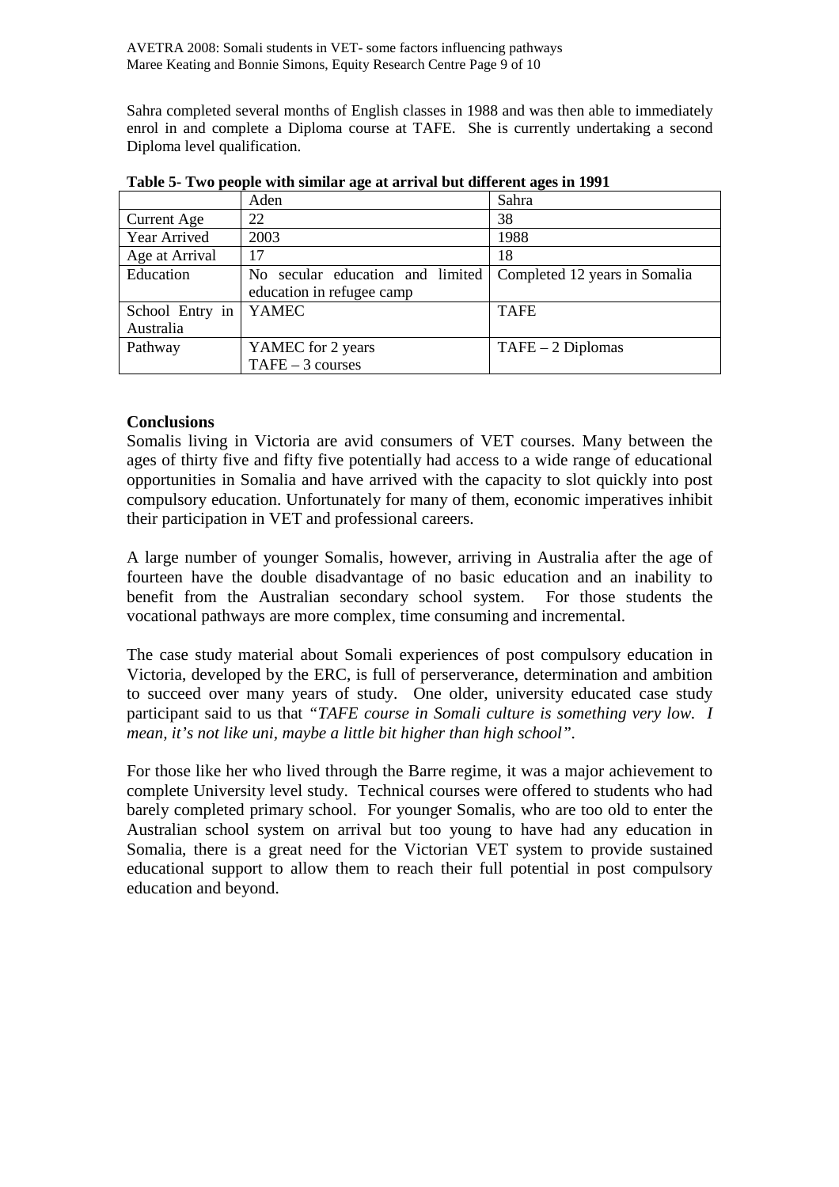Sahra completed several months of English classes in 1988 and was then able to immediately enrol in and complete a Diploma course at TAFE. She is currently undertaking a second Diploma level qualification.

**Table 5- Two people with similar age at arrival but different ages in 1991**

| | Aden | Sahra |
|---|---|---|
| Current Age | 22 | 38 |
| Year Arrived | 2003 | 1988 |
| Age at Arrival | 17 | 18 |
| Education | No secular education and limited education in refugee camp | Completed 12 years in Somalia |
| School Entry in Australia | YAMEC | TAFE |
| Pathway | YAMEC for 2 years<br>TAFE – 3 courses | TAFE – 2 Diplomas |

**Conclusions**

Somalis living in Victoria are avid consumers of VET courses. Many between the ages of thirty five and fifty five potentially had access to a wide range of educational opportunities in Somalia and have arrived with the capacity to slot quickly into post compulsory education. Unfortunately for many of them, economic imperatives inhibit their participation in VET and professional careers.

A large number of younger Somalis, however, arriving in Australia after the age of fourteen have the double disadvantage of no basic education and an inability to benefit from the Australian secondary school system. For those students the vocational pathways are more complex, time consuming and incremental.

The case study material about Somali experiences of post compulsory education in Victoria, developed by the ERC, is full of perserverance, determination and ambition to succeed over many years of study. One older, university educated case study participant said to us that *"TAFE course in Somali culture is something very low. I mean, it's not like uni, maybe a little bit higher than high school"*.

For those like her who lived through the Barre regime, it was a major achievement to complete University level study. Technical courses were offered to students who had barely completed primary school. For younger Somalis, who are too old to enter the Australian school system on arrival but too young to have had any education in Somalia, there is a great need for the Victorian VET system to provide sustained educational support to allow them to reach their full potential in post compulsory education and beyond.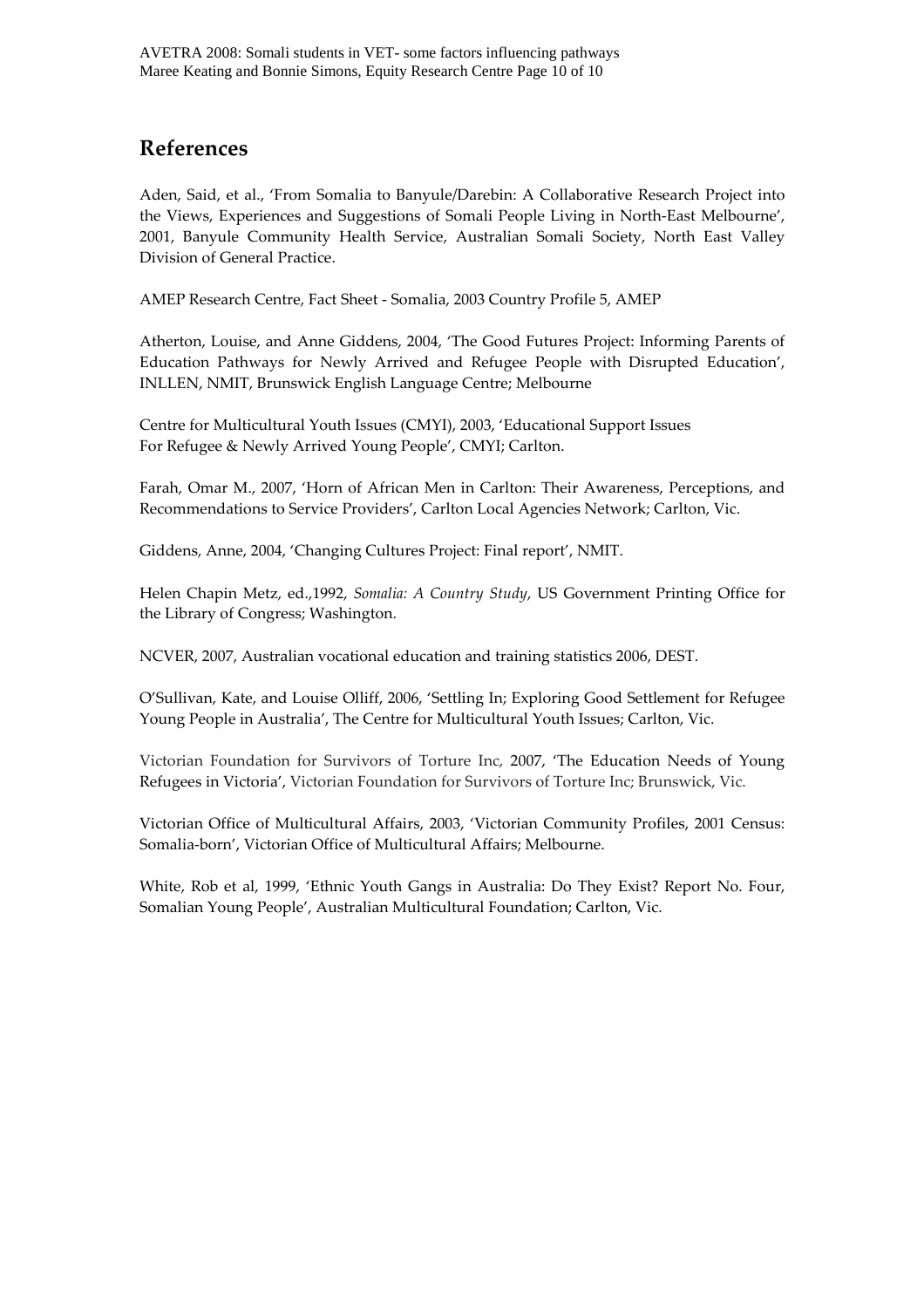## References

Aden, Said, et al., 'From Somalia to Banyule/Darebin: A Collaborative Research Project into the Views, Experiences and Suggestions of Somali People Living in North-East Melbourne', 2001, Banyule Community Health Service, Australian Somali Society, North East Valley Division of General Practice.

AMEP Research Centre, Fact Sheet - Somalia, 2003 Country Profile 5, AMEP

Atherton, Louise, and Anne Giddens, 2004, 'The Good Futures Project: Informing Parents of Education Pathways for Newly Arrived and Refugee People with Disrupted Education', INLLEN, NMIT, Brunswick English Language Centre; Melbourne

Centre for Multicultural Youth Issues (CMYI), 2003, 'Educational Support Issues For Refugee & Newly Arrived Young People', CMYI; Carlton.

Farah, Omar M., 2007, 'Horn of African Men in Carlton: Their Awareness, Perceptions, and Recommendations to Service Providers', Carlton Local Agencies Network; Carlton, Vic.

Giddens, Anne, 2004, 'Changing Cultures Project: Final report', NMIT.

Helen Chapin Metz, ed.,1992, *Somalia: A Country Study*, US Government Printing Office for the Library of Congress; Washington.

NCVER, 2007, Australian vocational education and training statistics 2006, DEST.

O'Sullivan, Kate, and Louise Olliff, 2006, 'Settling In; Exploring Good Settlement for Refugee Young People in Australia', The Centre for Multicultural Youth Issues; Carlton, Vic.

Victorian Foundation for Survivors of Torture Inc, 2007, 'The Education Needs of Young Refugees in Victoria', Victorian Foundation for Survivors of Torture Inc; Brunswick, Vic.

Victorian Office of Multicultural Affairs, 2003, 'Victorian Community Profiles, 2001 Census: Somalia-born', Victorian Office of Multicultural Affairs; Melbourne.

White, Rob et al, 1999, 'Ethnic Youth Gangs in Australia: Do They Exist? Report No. Four, Somalian Young People', Australian Multicultural Foundation; Carlton, Vic.